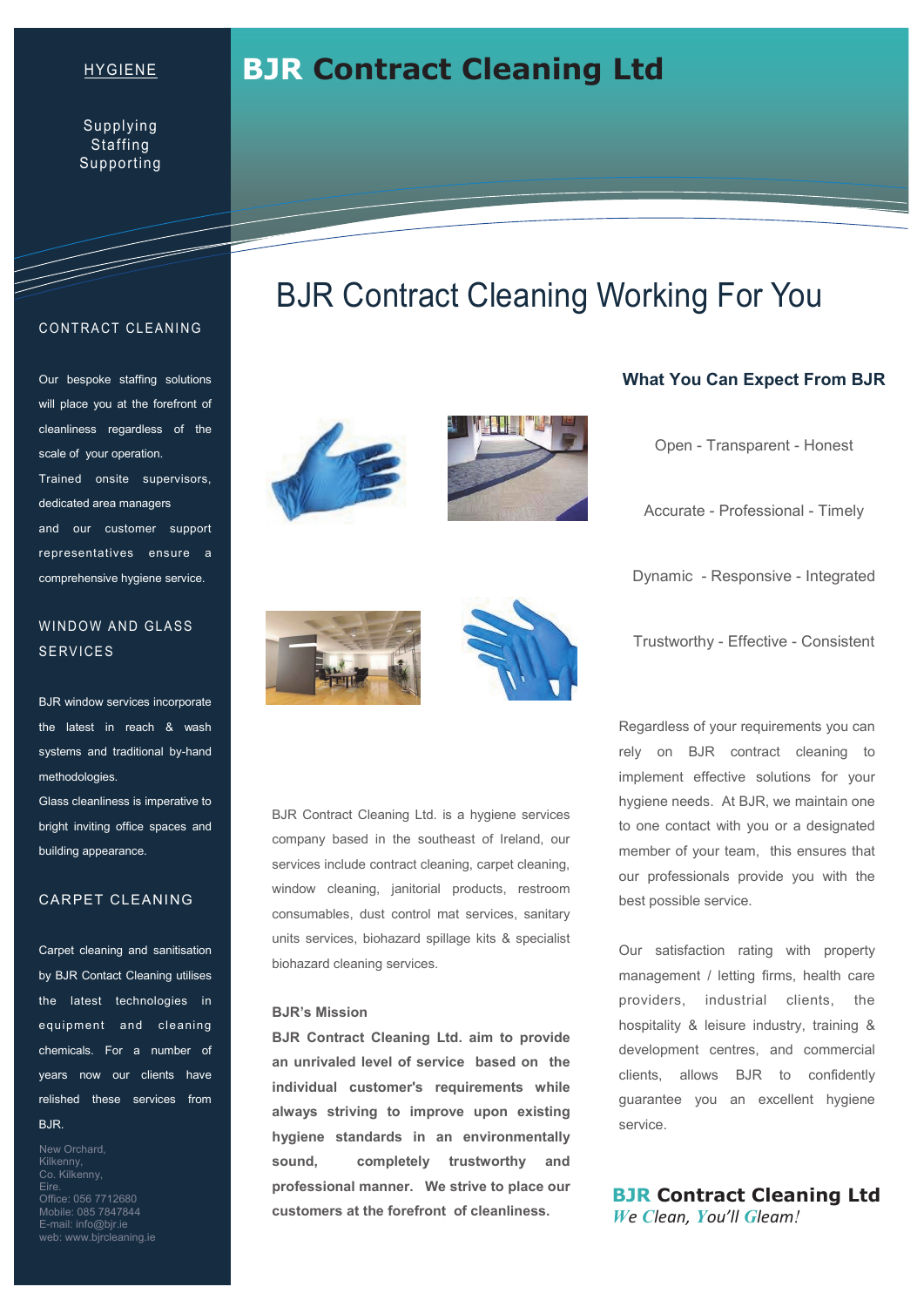# BJR Contract Cleaning Ltd

## BJR Contract Cleaning Working For You

HYGIENE

Supplying
Staffing
Supporting

### CONTRACT CLEANING

Our bespoke staffing solutions will place you at the forefront of cleanliness regardless of the scale of your operation.

Trained onsite supervisors, dedicated area managers and our customer support representatives ensure a comprehensive hygiene service.

### WINDOW AND GLASS SERVICES

BJR window services incorporate the latest in reach & wash systems and traditional by-hand methodologies.

Glass cleanliness is imperative to bright inviting office spaces and building appearance.

### CARPET CLEANING

Carpet cleaning and sanitisation by BJR Contact Cleaning utilises the latest technologies in equipment and cleaning chemicals. For a number of years now our clients have relished these services from BJR.

New Orchard,
Kilkenny,
Co. Kilkenny,
Eire.
Office: 056 7712680
Mobile: 085 7847844
E-mail: info@bjr.ie
web: www.bjrcleaning.ie

BJR Contract Cleaning Ltd. is a hygiene services company based in the southeast of Ireland, our services include contract cleaning, carpet cleaning, window cleaning, janitorial products, restroom consumables, dust control mat services, sanitary units services, biohazard spillage kits & specialist biohazard cleaning services.

**BJR's Mission**

**BJR Contract Cleaning Ltd. aim to provide an unrivaled level of service based on the individual customer's requirements while always striving to improve upon existing hygiene standards in an environmentally sound, completely trustworthy and professional manner. We strive to place our customers at the forefront of cleanliness.**

### What You Can Expect From BJR

Open - Transparent - Honest

Accurate - Professional - Timely

Dynamic - Responsive - Integrated

Trustworthy - Effective - Consistent

Regardless of your requirements you can rely on BJR contract cleaning to implement effective solutions for your hygiene needs. At BJR, we maintain one to one contact with you or a designated member of your team, this ensures that our professionals provide you with the best possible service.

Our satisfaction rating with property management / letting firms, health care providers, industrial clients, the hospitality & leisure industry, training & development centres, and commercial clients, allows BJR to confidently guarantee you an excellent hygiene service.

**BJR Contract Cleaning Ltd**
*We Clean, You'll Gleam!*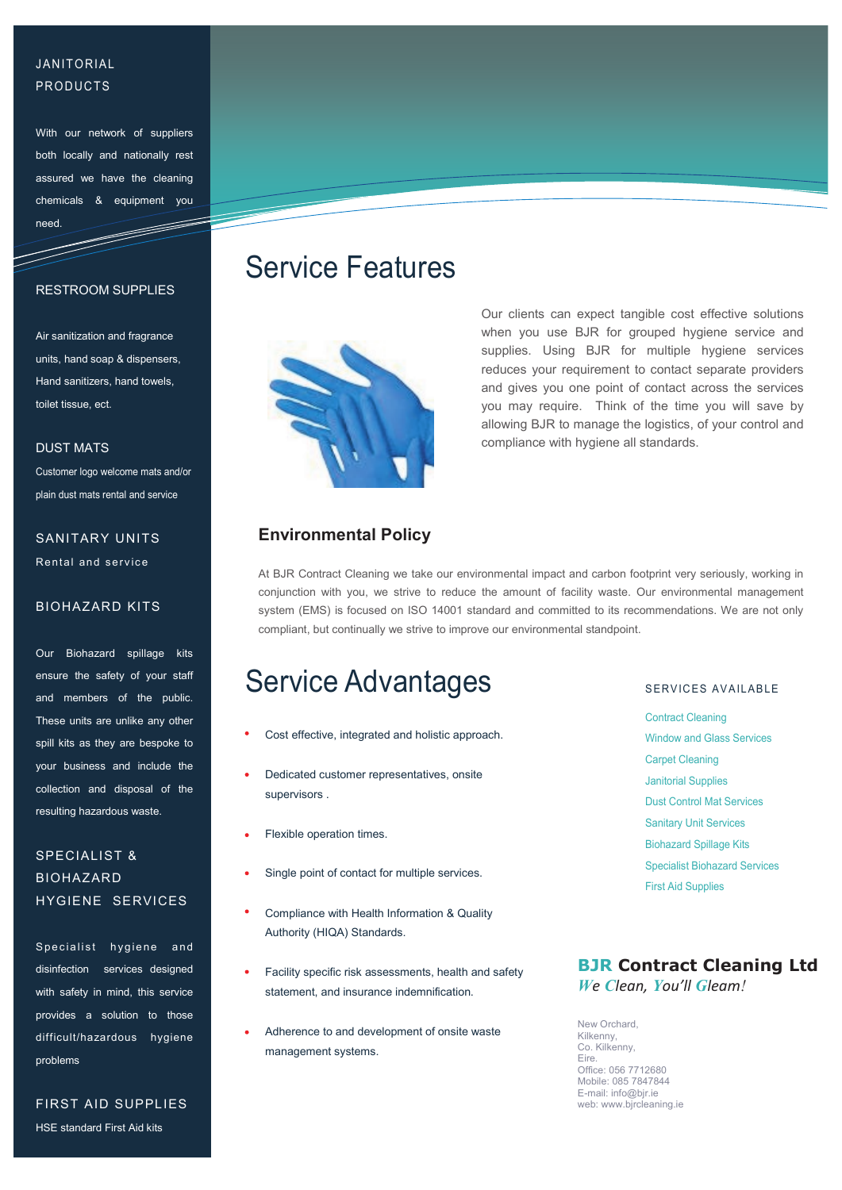## JANITORIAL PRODUCTS

With our network of suppliers both locally and nationally rest assured we have the cleaning chemicals & equipment you need.

## RESTROOM SUPPLIES

Air sanitization and fragrance units, hand soap & dispensers, Hand sanitizers, hand towels, toilet tissue, ect.

## DUST MATS

Customer logo welcome mats and/or plain dust mats rental and service

## SANITARY UNITS

Rental and service

## BIOHAZARD KITS

Our Biohazard spillage kits ensure the safety of your staff and members of the public. These units are unlike any other spill kits as they are bespoke to your business and include the collection and disposal of the resulting hazardous waste.

## SPECIALIST & BIOHAZARD HYGIENE SERVICES

Specialist hygiene and disinfection services designed with safety in mind, this service provides a solution to those difficult/hazardous hygiene problems

## FIRST AID SUPPLIES

HSE standard First Aid kits

# Service Features

Our clients can expect tangible cost effective solutions when you use BJR for grouped hygiene service and supplies. Using BJR for multiple hygiene services reduces your requirement to contact separate providers and gives you one point of contact across the services you may require. Think of the time you will save by allowing BJR to manage the logistics, of your control and compliance with hygiene all standards.

### Environmental Policy

At BJR Contract Cleaning we take our environmental impact and carbon footprint very seriously, working in conjunction with you, we strive to reduce the amount of facility waste. Our environmental management system (EMS) is focused on ISO 14001 standard and committed to its recommendations. We are not only compliant, but continually we strive to improve our environmental standpoint.

# Service Advantages

- Cost effective, integrated and holistic approach.
- Dedicated customer representatives, onsite supervisors .
- Flexible operation times.
- Single point of contact for multiple services.
- Compliance with Health Information & Quality Authority (HIQA) Standards.
- Facility specific risk assessments, health and safety statement, and insurance indemnification.
- Adherence to and development of onsite waste management systems.

## SERVICES AVAILABLE

Contract Cleaning
Window and Glass Services
Carpet Cleaning
Janitorial Supplies
Dust Control Mat Services
Sanitary Unit Services
Biohazard Spillage Kits
Specialist Biohazard Services
First Aid Supplies

**BJR Contract Cleaning Ltd**
*We Clean, You'll Gleam!*

New Orchard,
Kilkenny,
Co. Kilkenny,
Eire.
Office: 056 7712680
Mobile: 085 7847844
E-mail: info@bjr.ie
web: www.bjrcleaning.ie